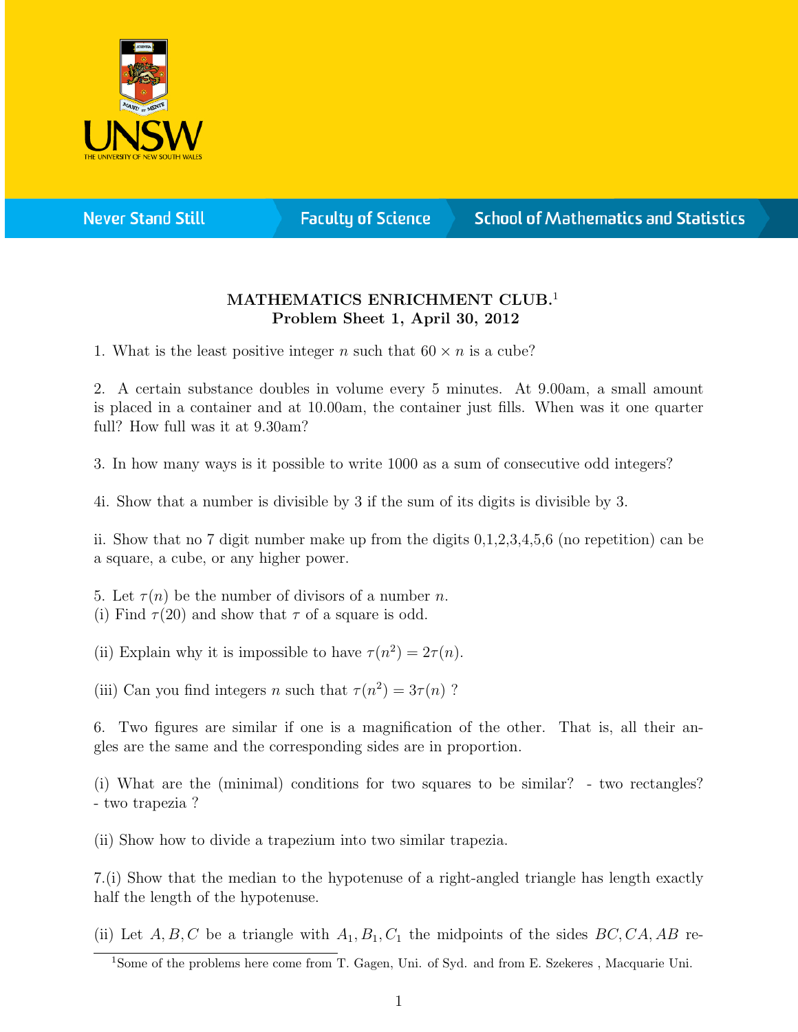**MATHEMATICS ENRICHMENT CLUB.**[1]
**Problem Sheet 1, April 30, 2012**

1. What is the least positive integer $n$ such that $60 \times n$ is a cube?

2. A certain substance doubles in volume every 5 minutes. At 9.00am, a small amount is placed in a container and at 10.00am, the container just fills. When was it one quarter full? How full was it at 9.30am?

3. In how many ways is it possible to write 1000 as a sum of consecutive odd integers?

4i. Show that a number is divisible by 3 if the sum of its digits is divisible by 3.

ii. Show that no 7 digit number make up from the digits 0,1,2,3,4,5,6 (no repetition) can be a square, a cube, or any higher power.

5. Let $\tau(n)$ be the number of divisors of a number $n$.
(i) Find $\tau(20)$ and show that $\tau$ of a square is odd.

(ii) Explain why it is impossible to have $\tau(n^2) = 2\tau(n)$.

(iii) Can you find integers $n$ such that $\tau(n^2) = 3\tau(n)$ ?

6. Two figures are similar if one is a magnification of the other. That is, all their angles are the same and the corresponding sides are in proportion.

(i) What are the (minimal) conditions for two squares to be similar? - two rectangles? - two trapezia ?

(ii) Show how to divide a trapezium into two similar trapezia.

7.(i) Show that the median to the hypotenuse of a right-angled triangle has length exactly half the length of the hypotenuse.

(ii) Let $A, B, C$ be a triangle with $A_1, B_1, C_1$ the midpoints of the sides $BC, CA, AB$ re-

[1]Some of the problems here come from T. Gagen, Uni. of Syd. and from E. Szekeres , Macquarie Uni.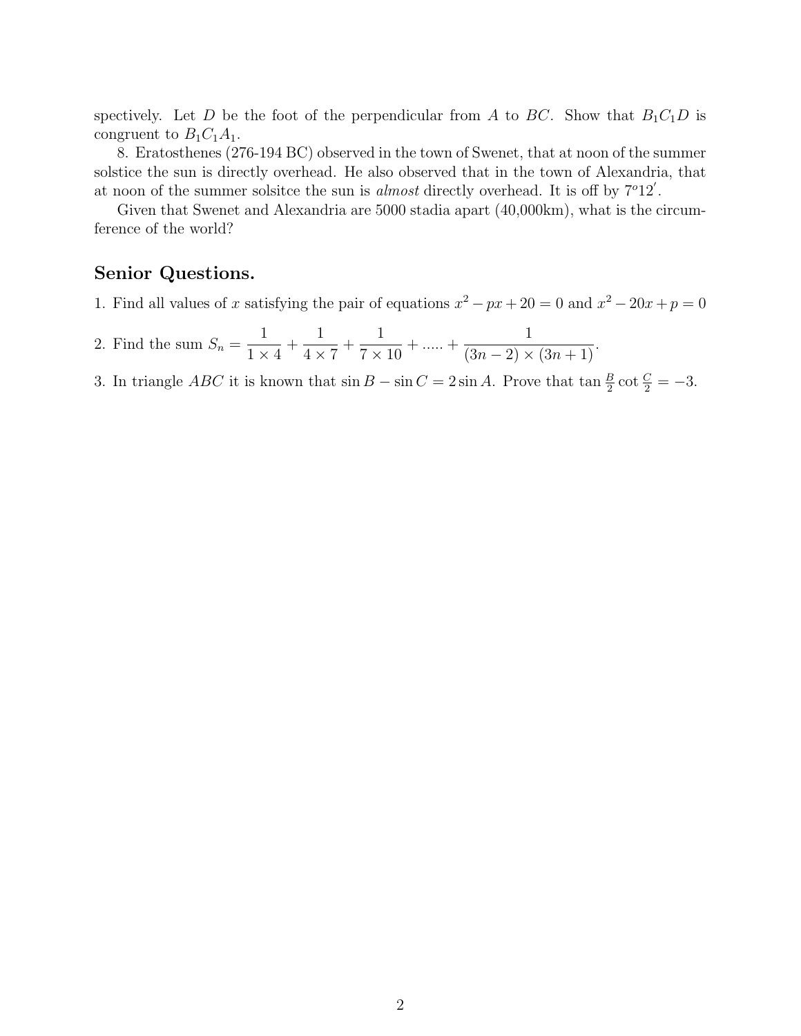spectively. Let $D$ be the foot of the perpendicular from $A$ to $BC$. Show that $B_1C_1D$ is congruent to $B_1C_1A_1$.

8. Eratosthenes (276-194 BC) observed in the town of Swenet, that at noon of the summer solstice the sun is directly overhead. He also observed that in the town of Alexandria, that at noon of the summer solsitce the sun is *almost* directly overhead. It is off by $7^o12'$.

Given that Swenet and Alexandria are 5000 stadia apart (40,000km), what is the circumference of the world?

## Senior Questions.

1. Find all values of $x$ satisfying the pair of equations $x^2 - px + 20 = 0$ and $x^2 - 20x + p = 0$

2. Find the sum $S_n = \dfrac{1}{1 \times 4} + \dfrac{1}{4 \times 7} + \dfrac{1}{7 \times 10} + ..... + \dfrac{1}{(3n-2) \times (3n+1)}$.

3. In triangle $ABC$ it is known that $\sin B - \sin C = 2 \sin A$. Prove that $\tan \frac{B}{2} \cot \frac{C}{2} = -3$.